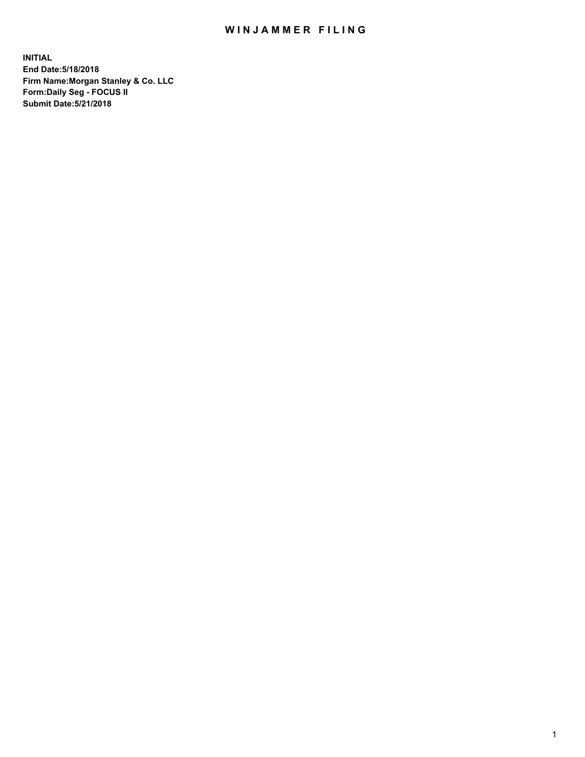# WINJAMMER FILING

**INITIAL**
**End Date:5/18/2018**
**Firm Name:Morgan Stanley & Co. LLC**
**Form:Daily Seg - FOCUS II**
**Submit Date:5/21/2018**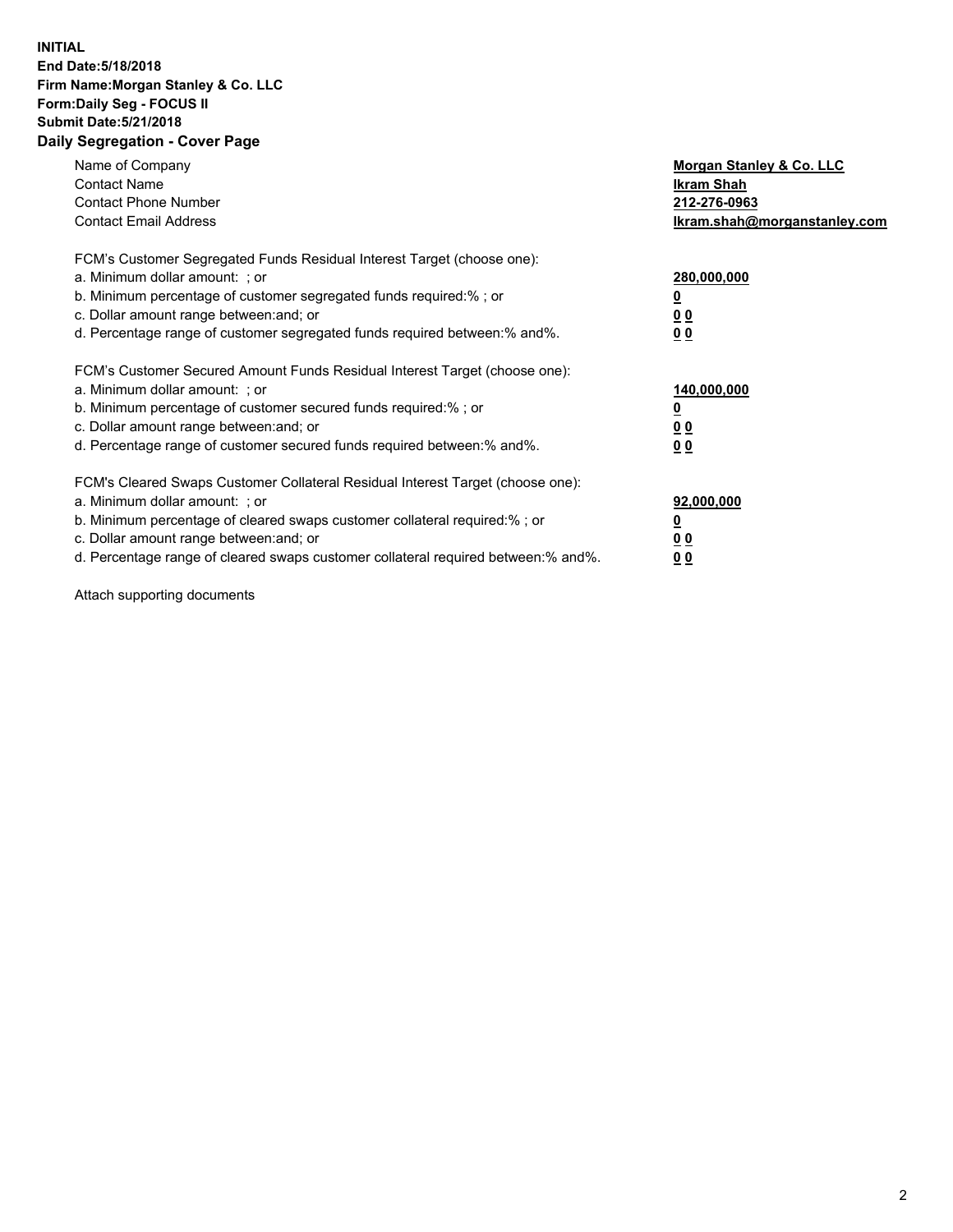**INITIAL**
**End Date:5/18/2018**
**Firm Name:Morgan Stanley & Co. LLC**
**Form:Daily Seg - FOCUS II**
**Submit Date:5/21/2018**
**Daily Segregation - Cover Page**

| | |
|---|---|
| Name of Company | **Morgan Stanley & Co. LLC** |
| Contact Name | **Ikram Shah** |
| Contact Phone Number | **212-276-0963** |
| Contact Email Address | **Ikram.shah@morganstanley.com** |
| FCM's Customer Segregated Funds Residual Interest Target (choose one): | |
| a. Minimum dollar amount: ; or | **280,000,000** |
| b. Minimum percentage of customer segregated funds required:% ; or | **0** |
| c. Dollar amount range between:and; or | **0 0** |
| d. Percentage range of customer segregated funds required between:% and%. | **0 0** |
| FCM's Customer Secured Amount Funds Residual Interest Target (choose one): | |
| a. Minimum dollar amount: ; or | **140,000,000** |
| b. Minimum percentage of customer secured funds required:% ; or | **0** |
| c. Dollar amount range between:and; or | **0 0** |
| d. Percentage range of customer secured funds required between:% and%. | **0 0** |
| FCM's Cleared Swaps Customer Collateral Residual Interest Target (choose one): | |
| a. Minimum dollar amount: ; or | **92,000,000** |
| b. Minimum percentage of cleared swaps customer collateral required:% ; or | **0** |
| c. Dollar amount range between:and; or | **0 0** |
| d. Percentage range of cleared swaps customer collateral required between:% and%. | **0 0** |

Attach supporting documents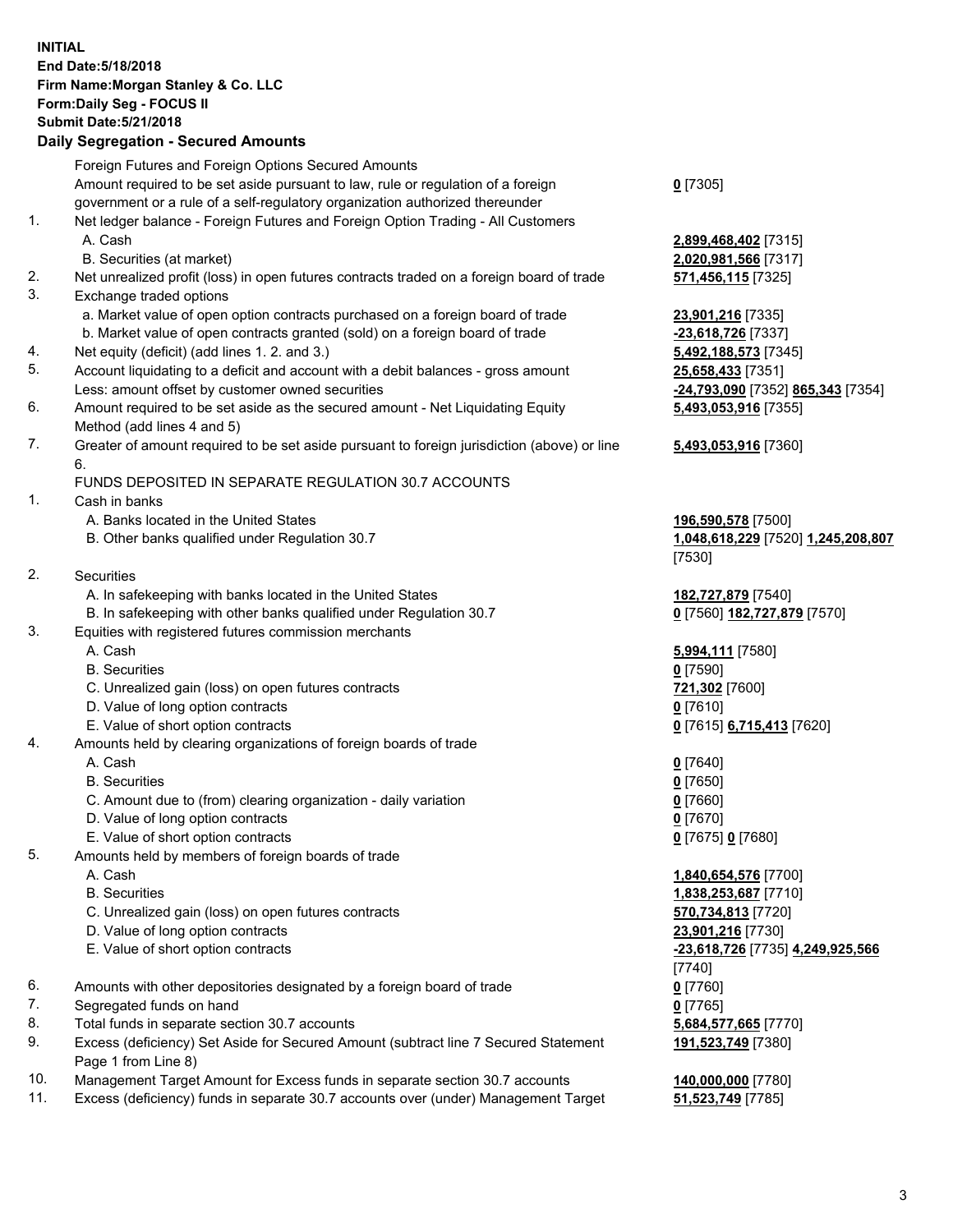**INITIAL**
**End Date:5/18/2018**
**Firm Name:Morgan Stanley & Co. LLC**
**Form:Daily Seg - FOCUS II**
**Submit Date:5/21/2018**

## Daily Segregation - Secured Amounts

| | | |
|---|---|---|
| | Foreign Futures and Foreign Options Secured Amounts | |
| | Amount required to be set aside pursuant to law, rule or regulation of a foreign government or a rule of a self-regulatory organization authorized thereunder | **0** [7305] |
| 1. | Net ledger balance - Foreign Futures and Foreign Option Trading - All Customers | |
| | A. Cash | **2,899,468,402** [7315] |
| | B. Securities (at market) | **2,020,981,566** [7317] |
| 2. | Net unrealized profit (loss) in open futures contracts traded on a foreign board of trade | **571,456,115** [7325] |
| 3. | Exchange traded options | |
| | a. Market value of open option contracts purchased on a foreign board of trade | **23,901,216** [7335] |
| | b. Market value of open contracts granted (sold) on a foreign board of trade | **-23,618,726** [7337] |
| 4. | Net equity (deficit) (add lines 1. 2. and 3.) | **5,492,188,573** [7345] |
| 5. | Account liquidating to a deficit and account with a debit balances - gross amount | **25,658,433** [7351] |
| | Less: amount offset by customer owned securities | **-24,793,090** [7352] **865,343** [7354] |
| 6. | Amount required to be set aside as the secured amount - Net Liquidating Equity Method (add lines 4 and 5) | **5,493,053,916** [7355] |
| 7. | Greater of amount required to be set aside pursuant to foreign jurisdiction (above) or line 6. | **5,493,053,916** [7360] |
| | FUNDS DEPOSITED IN SEPARATE REGULATION 30.7 ACCOUNTS | |
| 1. | Cash in banks | |
| | A. Banks located in the United States | **196,590,578** [7500] |
| | B. Other banks qualified under Regulation 30.7 | **1,048,618,229** [7520] **1,245,208,807** [7530] |
| 2. | Securities | |
| | A. In safekeeping with banks located in the United States | **182,727,879** [7540] |
| | B. In safekeeping with other banks qualified under Regulation 30.7 | **0** [7560] **182,727,879** [7570] |
| 3. | Equities with registered futures commission merchants | |
| | A. Cash | **5,994,111** [7580] |
| | B. Securities | **0** [7590] |
| | C. Unrealized gain (loss) on open futures contracts | **721,302** [7600] |
| | D. Value of long option contracts | **0** [7610] |
| | E. Value of short option contracts | **0** [7615] **6,715,413** [7620] |
| 4. | Amounts held by clearing organizations of foreign boards of trade | |
| | A. Cash | **0** [7640] |
| | B. Securities | **0** [7650] |
| | C. Amount due to (from) clearing organization - daily variation | **0** [7660] |
| | D. Value of long option contracts | **0** [7670] |
| | E. Value of short option contracts | **0** [7675] **0** [7680] |
| 5. | Amounts held by members of foreign boards of trade | |
| | A. Cash | **1,840,654,576** [7700] |
| | B. Securities | **1,838,253,687** [7710] |
| | C. Unrealized gain (loss) on open futures contracts | **570,734,813** [7720] |
| | D. Value of long option contracts | **23,901,216** [7730] |
| | E. Value of short option contracts | **-23,618,726** [7735] **4,249,925,566** [7740] |
| 6. | Amounts with other depositories designated by a foreign board of trade | **0** [7760] |
| 7. | Segregated funds on hand | **0** [7765] |
| 8. | Total funds in separate section 30.7 accounts | **5,684,577,665** [7770] |
| 9. | Excess (deficiency) Set Aside for Secured Amount (subtract line 7 Secured Statement Page 1 from Line 8) | **191,523,749** [7380] |
| 10. | Management Target Amount for Excess funds in separate section 30.7 accounts | **140,000,000** [7780] |
| 11. | Excess (deficiency) funds in separate 30.7 accounts over (under) Management Target | **51,523,749** [7785] |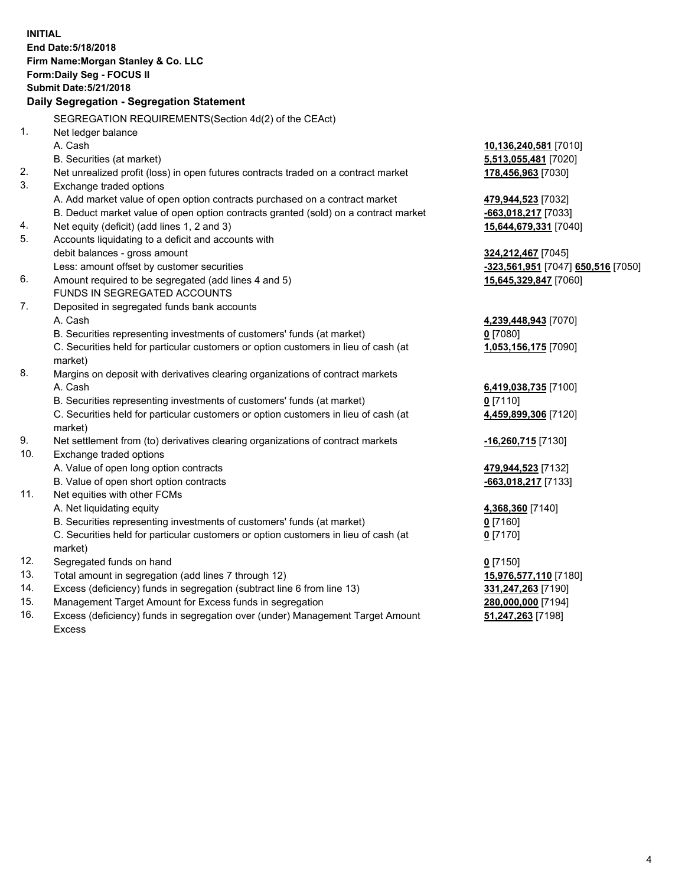**INITIAL**
**End Date:5/18/2018**
**Firm Name:Morgan Stanley & Co. LLC**
**Form:Daily Seg - FOCUS II**
**Submit Date:5/21/2018**

## Daily Segregation - Segregation Statement

| | | |
|---|---|---|
| | SEGREGATION REQUIREMENTS(Section 4d(2) of the CEAct) | |
| 1. | Net ledger balance | |
| | A. Cash | **10,136,240,581** [7010] |
| | B. Securities (at market) | **5,513,055,481** [7020] |
| 2. | Net unrealized profit (loss) in open futures contracts traded on a contract market | **178,456,963** [7030] |
| 3. | Exchange traded options | |
| | A. Add market value of open option contracts purchased on a contract market | **479,944,523** [7032] |
| | B. Deduct market value of open option contracts granted (sold) on a contract market | **-663,018,217** [7033] |
| 4. | Net equity (deficit) (add lines 1, 2 and 3) | **15,644,679,331** [7040] |
| 5. | Accounts liquidating to a deficit and accounts with | |
| | debit balances - gross amount | **324,212,467** [7045] |
| | Less: amount offset by customer securities | **-323,561,951** [7047] **650,516** [7050] |
| 6. | Amount required to be segregated (add lines 4 and 5) | **15,645,329,847** [7060] |
| | FUNDS IN SEGREGATED ACCOUNTS | |
| 7. | Deposited in segregated funds bank accounts | |
| | A. Cash | **4,239,448,943** [7070] |
| | B. Securities representing investments of customers' funds (at market) | **0** [7080] |
| | C. Securities held for particular customers or option customers in lieu of cash (at market) | **1,053,156,175** [7090] |
| 8. | Margins on deposit with derivatives clearing organizations of contract markets | |
| | A. Cash | **6,419,038,735** [7100] |
| | B. Securities representing investments of customers' funds (at market) | **0** [7110] |
| | C. Securities held for particular customers or option customers in lieu of cash (at market) | **4,459,899,306** [7120] |
| 9. | Net settlement from (to) derivatives clearing organizations of contract markets | **-16,260,715** [7130] |
| 10. | Exchange traded options | |
| | A. Value of open long option contracts | **479,944,523** [7132] |
| | B. Value of open short option contracts | **-663,018,217** [7133] |
| 11. | Net equities with other FCMs | |
| | A. Net liquidating equity | **4,368,360** [7140] |
| | B. Securities representing investments of customers' funds (at market) | **0** [7160] |
| | C. Securities held for particular customers or option customers in lieu of cash (at market) | **0** [7170] |
| 12. | Segregated funds on hand | **0** [7150] |
| 13. | Total amount in segregation (add lines 7 through 12) | **15,976,577,110** [7180] |
| 14. | Excess (deficiency) funds in segregation (subtract line 6 from line 13) | **331,247,263** [7190] |
| 15. | Management Target Amount for Excess funds in segregation | **280,000,000** [7194] |
| 16. | Excess (deficiency) funds in segregation over (under) Management Target Amount Excess | **51,247,263** [7198] |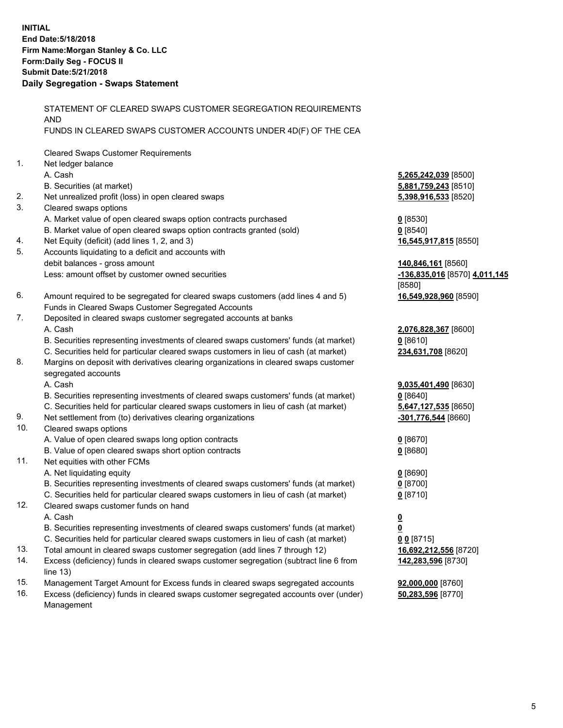**INITIAL**
**End Date:5/18/2018**
**Firm Name:Morgan Stanley & Co. LLC**
**Form:Daily Seg - FOCUS II**
**Submit Date:5/21/2018**
**Daily Segregation - Swaps Statement**

STATEMENT OF CLEARED SWAPS CUSTOMER SEGREGATION REQUIREMENTS AND FUNDS IN CLEARED SWAPS CUSTOMER ACCOUNTS UNDER 4D(F) OF THE CEA

| | | |
|---|---|---|
| | Cleared Swaps Customer Requirements | |
| 1. | Net ledger balance | |
| | A. Cash | **5,265,242,039** [8500] |
| | B. Securities (at market) | **5,881,759,243** [8510] |
| 2. | Net unrealized profit (loss) in open cleared swaps | **5,398,916,533** [8520] |
| 3. | Cleared swaps options | |
| | A. Market value of open cleared swaps option contracts purchased | **0** [8530] |
| | B. Market value of open cleared swaps option contracts granted (sold) | **0** [8540] |
| 4. | Net Equity (deficit) (add lines 1, 2, and 3) | **16,545,917,815** [8550] |
| 5. | Accounts liquidating to a deficit and accounts with debit balances - gross amount | **140,846,161** [8560] |
| | Less: amount offset by customer owned securities | **-136,835,016** [8570] **4,011,145** [8580] |
| 6. | Amount required to be segregated for cleared swaps customers (add lines 4 and 5) | **16,549,928,960** [8590] |
| | Funds in Cleared Swaps Customer Segregated Accounts | |
| 7. | Deposited in cleared swaps customer segregated accounts at banks | |
| | A. Cash | **2,076,828,367** [8600] |
| | B. Securities representing investments of cleared swaps customers' funds (at market) | **0** [8610] |
| | C. Securities held for particular cleared swaps customers in lieu of cash (at market) | **234,631,708** [8620] |
| 8. | Margins on deposit with derivatives clearing organizations in cleared swaps customer segregated accounts | |
| | A. Cash | **9,035,401,490** [8630] |
| | B. Securities representing investments of cleared swaps customers' funds (at market) | **0** [8640] |
| | C. Securities held for particular cleared swaps customers in lieu of cash (at market) | **5,647,127,535** [8650] |
| 9. | Net settlement from (to) derivatives clearing organizations | **-301,776,544** [8660] |
| 10. | Cleared swaps options | |
| | A. Value of open cleared swaps long option contracts | **0** [8670] |
| | B. Value of open cleared swaps short option contracts | **0** [8680] |
| 11. | Net equities with other FCMs | |
| | A. Net liquidating equity | **0** [8690] |
| | B. Securities representing investments of cleared swaps customers' funds (at market) | **0** [8700] |
| | C. Securities held for particular cleared swaps customers in lieu of cash (at market) | **0** [8710] |
| 12. | Cleared swaps customer funds on hand | |
| | A. Cash | **0** |
| | B. Securities representing investments of cleared swaps customers' funds (at market) | **0** |
| | C. Securities held for particular cleared swaps customers in lieu of cash (at market) | **0** **0** [8715] |
| 13. | Total amount in cleared swaps customer segregation (add lines 7 through 12) | **16,692,212,556** [8720] |
| 14. | Excess (deficiency) funds in cleared swaps customer segregation (subtract line 6 from line 13) | **142,283,596** [8730] |
| 15. | Management Target Amount for Excess funds in cleared swaps segregated accounts | **92,000,000** [8760] |
| 16. | Excess (deficiency) funds in cleared swaps customer segregated accounts over (under) Management | **50,283,596** [8770] |